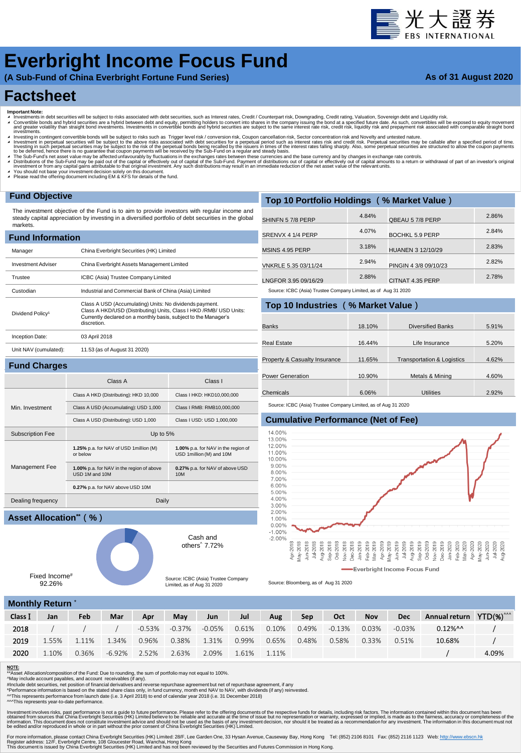# Everbright Income Focus Fund

**(A Sub-Fund of China Everbright Fortune Fund Series)**

**As of 31 August 2020**

# Factsheet

**Important Note:**

- Investments in debt securities will be subject to risks associated with debt securities, such as Interest rates, Credit / Counterpart risk, Downgrading, Credit rating, Valuation, Sovereign debt and Liquidity risk.
- Convertible bonds and hybrid securities are a hybrid between debt and equity, permitting holders to convert into shares in the company issuing the bond at a specified future date. As such, convertibles will be exposed to equity movement and greater volatility than straight bond investments. Investments in convertible bonds and hybrid securities are subject to the same interest rate risk, credit risk, liquidity risk and prepayment risk associated with comparable straight bond investments.
- Investing in contingent convertible bonds will be subject to risks such as Trigger level risk / conversion risk, Coupon cancellation risk, Sector concentration risk and Novelty and untested nature.
- Investment in perpetual securities will be subject to the above risks associated with debt securities for a perpetual period such as interest rates risk and credit risk. Perpetual securities may be callable after a specified period of time. Investing in such perpetual securities may be subject to the risk of the perpetual bonds being recalled by the issuers in times of the interest rates falling sharply. Also, some perpetual securities are structured to allow the coupon payments to be deferred, hence there is no guarantee that coupon payments will be received by the Sub-Fund on a regular and steady basis.
- The Sub-Fund's net asset value may be affected unfavourably by fluctuations in the exchanges rates between these currencies and the base currency and by changes in exchange rate controls.
- Distributions of the Sub-Fund may be paid out of the capital or effectively out of capital of the Sub-Fund. Payment of distributions out of capital or effectively out of capital amounts to a return or withdrawal of part of an investor's original investment or from any capital gains attributable to that original investment. Any such distributions may result in an immediate reduction of the net asset value of the relevant units.
- You should not base your investment decision solely on this document.
- Please read the offering document including EM & KFS for details of the fund.

## Fund Objective

The investment objective of the Fund is to aim to provide investors with regular income and steady capital appreciation by investing in a diversified portfolio of debt securities in the global markets.

## Fund Information

| | |
|---|---|
| Manager | China Everbright Securities (HK) Limited |
| Investment Adviser | China Everbright Assets Management Limited |
| Trustee | ICBC (Asia) Trustee Company Limited |
| Custodian | Industrial and Commercial Bank of China (Asia) Limited |
| Dividend Policy[1] | Class A USD (Accumulating) Units: No dividends payment. Class A HKD/USD (Distributing) Units, Class I HKD /RMB/ USD Units: Currently declared on a monthly basis, subject to the Manager's discretion. |
| Inception Date: | 03 April 2018 |
| Unit NAV (cumulated): | 11.53 (as of August 31 2020) |

## Fund Charges

| | Class A | Class I |
|---|---|---|
| Min. Investment | Class A HKD (Distributing): HKD 10,000 | Class I HKD: HKD10,000,000 |
| | Class A USD (Accumulating): USD 1,000 | Class I RMB: RMB10,000,000 |
| | Class A USD (Distributing): USD 1,000 | Class I USD: USD 1,000,000 |
| Subscription Fee | Up to 5% | |
| Management Fee | **1.25%** p.a. for NAV of USD 1million (M) or below | **1.00%** p.a. for NAV in the region of USD 1million (M) and 10M |
| | **1.00%** p.a. for NAV in the region of above USD 1M and 10M | **0.27%** p.a. for NAV of above USD 10M |
| | **0.27%** p.a. for NAV above USD 10M | |
| Dealing frequency | Daily | |

## Asset Allocation** ( % )

| | |
|---|---|
| Fixed Income# | 92.26% |
| Cash and others^ | 7.72% |

Source: ICBC (Asia) Trustee Company Limited, as of Aug 31 2020

## Top 10 Portfolio Holdings（% Market Value）

| Holding | % | Holding | % |
|---|---|---|---|
| SHINFN 5 7/8 PERP | 4.84% | QBEAU 5 7/8 PERP | 2.86% |
| SRENVX 4 1/4 PERP | 4.07% | BOCHKL 5.9 PERP | 2.84% |
| MSINS 4.95 PERP | 3.18% | HUANEN 3 12/10/29 | 2.83% |
| VNKRLE 5.35 03/11/24 | 2.94% | PINGIN 4 3/8 09/10/23 | 2.82% |
| LNGFOR 3.95 09/16/29 | 2.88% | CITNAT 4.35 PERP | 2.78% |

Source: ICBC (Asia) Trustee Company Limited, as of Aug 31 2020

## Top 10 Industries（% Market Value）

| Industry | % | Industry | % |
|---|---|---|---|
| Banks | 18.10% | Diversified Banks | 5.91% |
| Real Estate | 16.44% | Life Insurance | 5.20% |
| Property & Casualty Insurance | 11.65% | Transportation & Logistics | 4.62% |
| Power Generation | 10.90% | Metals & Mining | 4.60% |
| Chemicals | 6.06% | Utilities | 2.92% |

Source: ICBC (Asia) Trustee Company Limited, as of Aug 31 2020

## Cumulative Performance (Net of Fee)

Everbright Income Focus Fund

Source: Bloomberg, as of Aug 31 2020

## Monthly Return *

| Class I | Jan | Feb | Mar | Apr | May | Jun | Jul | Aug | Sep | Oct | Nov | Dec | Annual return | YTD(%)^^^ |
|---|---|---|---|---|---|---|---|---|---|---|---|---|---|---|
| 2018 | / | / | / | -0.53% | -0.37% | -0.05% | 0.61% | 0.10% | 0.49% | -0.13% | 0.03% | -0.03% | 0.12%^^ | / |
| 2019 | 1.55% | 1.11% | 1.34% | 0.96% | 0.38% | 1.31% | 0.99% | 0.65% | 0.48% | 0.58% | 0.33% | 0.51% | 10.68% | / |
| 2020 | 1.10% | 0.36% | -6.92% | 2.52% | 2.63% | 2.09% | 1.61% | 1.11% | | | | | / | 4.09% |

**NOTE:**

**Asset Allocation/composition of the Fund: Due to rounding, the sum of portfolio may not equal to 100%.

^May include account payables, and account receivables (if any).

#Include debt securities, net position of financial derivatives and reverse repurchase agreement but net of repurchase agreement, if any

*Performance information is based on the stated share class only, in fund currency, month end NAV to NAV, with dividends (if any) reinvested.

^^This represents performance from launch date (i.e. 3 April 2018) to end of calendar year 2018 (i.e. 31 December 2018)

^^^This represents year-to-date performance.

Investment involves risks, past performance is not a guide to future performance. Please refer to the offering documents of the respective funds for details, including risk factors. The information contained within this document has been obtained from sources that China Everbright Securities (HK) Limited believe to be reliable and accurate at the time of issue but no representation or warranty, expressed or implied, is made as to the fairness, accuracy or completeness of the information. This document does not constitute investment advice and should not be used as the basis of any investment decision, nor should it be treated as a recommendation for any investment. The information in this document must not be edited and/or reproduced in whole or in part without the prior consent of China Everbright Securities (HK) Limited.

For more information, please contact China Everbright Securities (HK) Limited: 28/F, Lee Garden One, 33 Hysan Avenue, Causeway Bay, Hong Kong Tel: (852) 2106 8101 Fax: (852) 2116 1123 Web: http://www.ebscn.hk

Register address: 12/F, Everbright Centre, 108 Gloucester Road, Wanchai, Hong Kong

This document is issued by China Everbright Securities (HK) Limited and has not been reviewed by the Securities and Futures Commission in Hong Kong.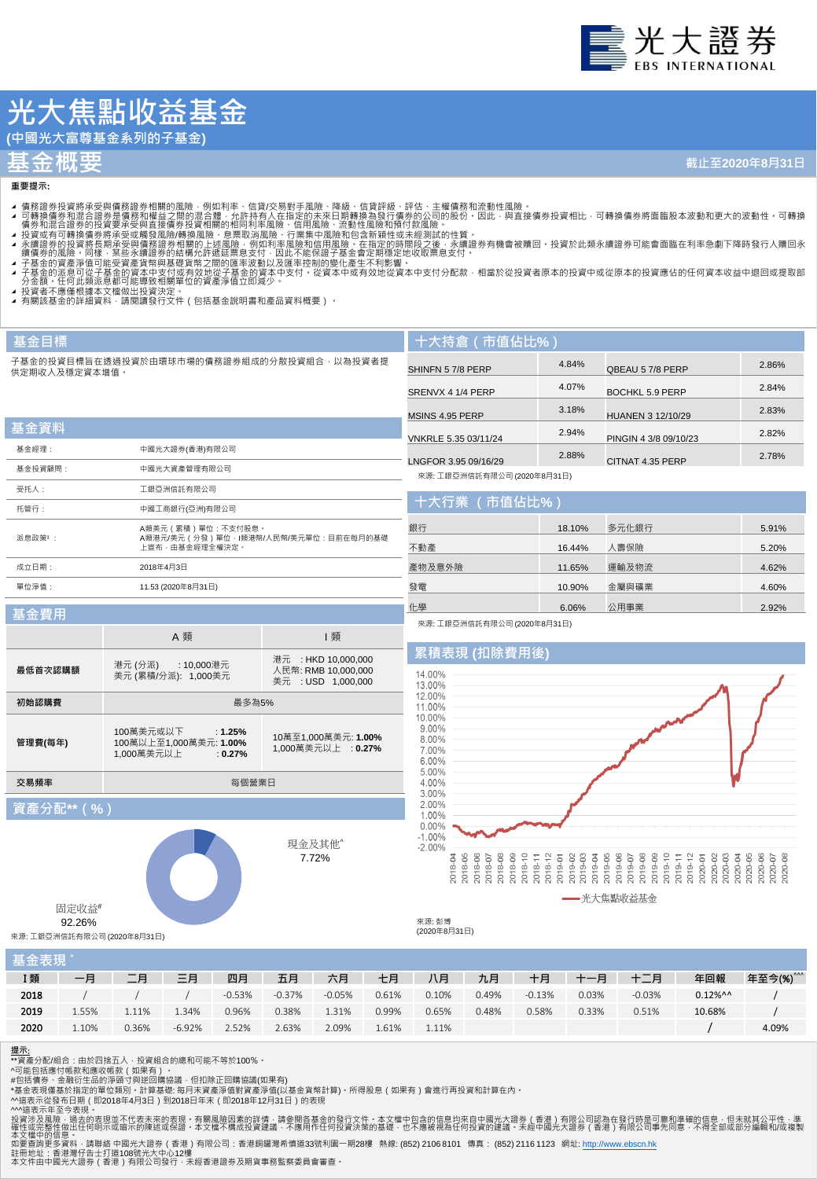# 光大焦點收益基金

**(中國光大富尊基金系列的子基金)**

## 基金概要

**截止至2020年8月31日**

**重要提示:**

- 債務證券投資將承受與債務證券相關的風險，例如利率、信貸/交易對手風險、降級、信貸評級、評估、主權債務和流動性風險。
- 可轉換債券和混合證券是債務和權益之間的混合體，允許持有人在指定的未來日期轉換為發行債務的公司的股份。因此，與直接債券投資相比，可轉換債券將面臨股本波動和更大的波動性。可轉換債券和混合證券的投資要承受與直接債券投資相關的相同利率風險、信用風險、流動性風險和預付款風險。
- 投資或有可轉換債券將承受或觸發風險/轉換風險、息票取消風險、行業集中風險和包含新穎性或未經測試的性質。
- 永續債券的投資將長期承受與債務證券相關的上述風險，例如利率風險和信用風險。在指定的時間段之後，永續證券有機會被贖回。投資於此類永續證券可能會面臨在利率急劇下降時發行人贖回永續債券的風險。同樣，某些永續證券的結構允許遞延票息支付，因此不能保證子基金會定期穩定地收取票息支付。
- 子基金的資產淨值可能受資產貨幣與基礎貨幣之間的匯率波動以及匯率控制的變化產生不利影響。
- 子基金的派息可從子基金的資本中支付或有效地從子基金的資本中支付。從資本中或有效地從資本中支付分配款，相當於從投資者原本的投資中或從原本的投資應佔的任何資本收益中退回或提取部分金額。任何此類派息都可能導致相關單位的資產淨值立即減少。
- 投資者不應僅根據本文檔做出投資決定。
- 有關該基金的詳細資料，請閱讀發行文件（包括基金說明書和產品資料概要）。

## 基金目標

子基金的投資目標旨在透過投資於由環球市場的債務證券組成的分散投資組合，以為投資者提供定期收入及穩定資本增值。

## 基金資料

| | |
|---|---|
| 基金經理： | 中國光大證券(香港)有限公司 |
| 基金投資顧問： | 中國光大資產管理有限公司 |
| 受托人： | 工銀亞洲信託有限公司 |
| 托管行： | 中國工商銀行(亞洲)有限公司 |
| 派息政策[1]： | A類美元（累積）單位：不支付股息。<br>A類港元/美元（分發）單位、I類港幣/人民幣/美元單位：目前在每月的基礎上宣布，由基金經理全權決定。 |
| 成立日期： | 2018年4月3日 |
| 單位淨值： | 11.53 (2020年8月31日) |

## 基金費用

| | A 類 | I 類 |
|---|---|---|
| **最低首次認購額** | 港元 (分派) : 10,000港元<br>美元 (累積/分派): 1,000美元 | 港元 : HKD 10,000,000<br>人民幣: RMB 10,000,000<br>美元 : USD 1,000,000 |
| **初始認購費** | 最多為5% | |
| **管理費(每年)** | 100萬美元或以下 : **1.25%**<br>100萬以上至1,000萬美元: **1.00%**<br>1,000萬美元以上 : **0.27%** | 10萬至1,000萬美元: **1.00%**<br>1,000萬美元以上 : **0.27%** |
| **交易頻率** | 每個營業日 | |

## 資產分配**（%）

現金及其他^
7.72%

固定收益#
92.26%

來源: 工銀亞洲信託有限公司 (2020年8月31日)

## 十大持倉（市值佔比%）

| | | | |
|---|---|---|---|
| SHINFN 5 7/8 PERP | 4.84% | QBEAU 5 7/8 PERP | 2.86% |
| SRENVX 4 1/4 PERP | 4.07% | BOCHKL 5.9 PERP | 2.84% |
| MSINS 4.95 PERP | 3.18% | HUANEN 3 12/10/29 | 2.83% |
| VNKRLE 5.35 03/11/24 | 2.94% | PINGIN 4 3/8 09/10/23 | 2.82% |
| LNGFOR 3.95 09/16/29 | 2.88% | CITNAT 4.35 PERP | 2.78% |

來源: 工銀亞洲信託有限公司 (2020年8月31日)

## 十大行業（市值佔比%）

| | | | |
|---|---|---|---|
| 銀行 | 18.10% | 多元化銀行 | 5.91% |
| 不動產 | 16.44% | 人壽保險 | 5.20% |
| 產物及意外險 | 11.65% | 運輸及物流 | 4.62% |
| 發電 | 10.90% | 金屬與礦業 | 4.60% |
| 化學 | 6.06% | 公用事業 | 2.92% |

來源: 工銀亞洲信託有限公司 (2020年8月31日)

## 累積表現 (扣除費用後)

14.00% 13.00% 12.00% 11.00% 10.00% 9.00% 8.00% 7.00% 6.00% 5.00% 4.00% 3.00% 2.00% 1.00% 0.00% -1.00% -2.00%

2018-04 2018-05 2018-06 2018-07 2018-08 2018-09 2018-10 2018-11 2018-12 2019-01 2019-02 2019-03 2019-04 2019-05 2019-06 2019-07 2019-08 2019-09 2019-10 2019-11 2019-12 2020-01 2020-02 2020-03 2020-04 2020-05 2020-06 2020-07 2020-08

光大焦點收益基金

來源: 彭博
(2020年8月31日)

## 基金表現 *

| I 類 | 一月 | 二月 | 三月 | 四月 | 五月 | 六月 | 七月 | 八月 | 九月 | 十月 | 十一月 | 十二月 | 年回報 | 年至今(%)^^^ |
|---|---|---|---|---|---|---|---|---|---|---|---|---|---|---|
| 2018 | / | / | / | -0.53% | -0.37% | -0.05% | 0.61% | 0.10% | 0.49% | -0.13% | 0.03% | -0.03% | 0.12%^^ | / |
| 2019 | 1.55% | 1.11% | 1.34% | 0.96% | 0.38% | 1.31% | 0.99% | 0.65% | 0.48% | 0.58% | 0.33% | 0.51% | 10.68% | / |
| 2020 | 1.10% | 0.36% | -6.92% | 2.52% | 2.63% | 2.09% | 1.61% | 1.11% | | | | | / | 4.09% |

**提示:**

**資產分配/組合：由於四捨五入，投資組合的總和可能不等於100%。
^可能包括應付帳款和應收帳款（如果有）。
#包括債券、金融衍生品的淨頭寸和逆回購協議，但扣除正回購協議(如果有)
*基金表現僅基於指定的單位類別，計算基礎: 每月末資產淨值對資產淨值(以基金貨幣計算)。所得股息（如果有）會進行再投資和計算在內。
^^這表示從發行日期（即2018年4月3日）到2018年12月31日）的表現
^^^這表示年至今表現。

投資涉及風險，過去的表現並不代表未來的表現。有關風險因素的詳情，請參閱各基金的發行文件。本文檔中包含的信息均來自中國光大證券（香港）有限公司認為在發行時是可靠和準確的信息，但未就其公平性，準確性或完整性做出任何明示或暗示的陳述或保證。本文檔不構成投資建議，不應用作任何投資決策的基礎，也不應被視為任何投資的建議。未經中國光大證券（香港）有限公司事先同意，不得全部或部分編輯和/或複製本文檔中的信息。
如要查詢更多資料，請聯絡 中國光大證券（香港）有限公司：香港銅鑼灣希慎道33號利園一期28樓　熱線: (852) 2106 8101　傳真：(852) 2116 1123　網址: http://www.ebscn.hk
註冊地址：香港灣仔告士打道108號光大中心12樓
本文件由中國光大證券（香港）有限公司發行，未經香港證券及期貨事務監察委員會審查。